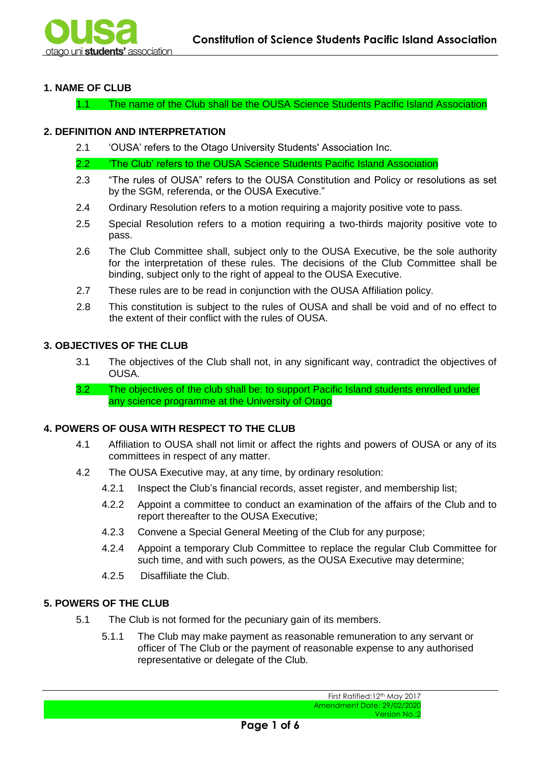## 1. NAME OF CLUB

1.1 The name of the Club shall be the OUSA Science Students Pacific Island Association

## 2. DEFINITION AND INTERPRETATION

2.1 'OUSA' refers to the Otago University Students' Association Inc.

2.2 'The Club' refers to the OUSA Science Students Pacific Island Association

2.3 "The rules of OUSA" refers to the OUSA Constitution and Policy or resolutions as set by the SGM, referenda, or the OUSA Executive."

2.4 Ordinary Resolution refers to a motion requiring a majority positive vote to pass.

2.5 Special Resolution refers to a motion requiring a two-thirds majority positive vote to pass.

2.6 The Club Committee shall, subject only to the OUSA Executive, be the sole authority for the interpretation of these rules. The decisions of the Club Committee shall be binding, subject only to the right of appeal to the OUSA Executive.

2.7 These rules are to be read in conjunction with the OUSA Affiliation policy.

2.8 This constitution is subject to the rules of OUSA and shall be void and of no effect to the extent of their conflict with the rules of OUSA.

## 3. OBJECTIVES OF THE CLUB

3.1 The objectives of the Club shall not, in any significant way, contradict the objectives of OUSA.

3.2 The objectives of the club shall be: to support Pacific Island students enrolled under any science programme at the University of Otago

## 4. POWERS OF OUSA WITH RESPECT TO THE CLUB

4.1 Affiliation to OUSA shall not limit or affect the rights and powers of OUSA or any of its committees in respect of any matter.

4.2 The OUSA Executive may, at any time, by ordinary resolution:

4.2.1 Inspect the Club's financial records, asset register, and membership list;

4.2.2 Appoint a committee to conduct an examination of the affairs of the Club and to report thereafter to the OUSA Executive;

4.2.3 Convene a Special General Meeting of the Club for any purpose;

4.2.4 Appoint a temporary Club Committee to replace the regular Club Committee for such time, and with such powers, as the OUSA Executive may determine;

4.2.5 Disaffiliate the Club.

## 5. POWERS OF THE CLUB

5.1 The Club is not formed for the pecuniary gain of its members.

5.1.1 The Club may make payment as reasonable remuneration to any servant or officer of The Club or the payment of reasonable expense to any authorised representative or delegate of the Club.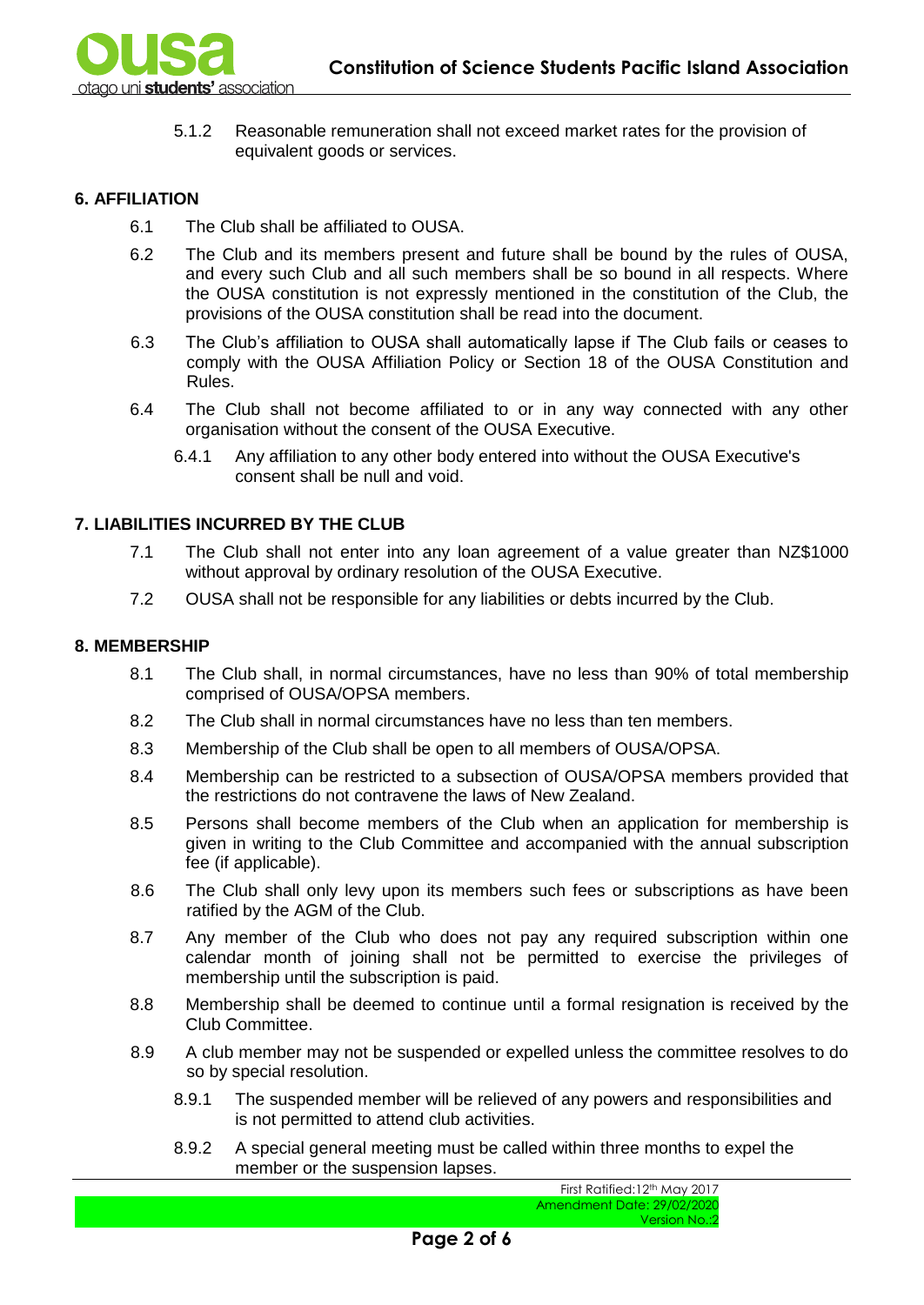5.1.2 Reasonable remuneration shall not exceed market rates for the provision of equivalent goods or services.

## 6. AFFILIATION

6.1 The Club shall be affiliated to OUSA.

6.2 The Club and its members present and future shall be bound by the rules of OUSA, and every such Club and all such members shall be so bound in all respects. Where the OUSA constitution is not expressly mentioned in the constitution of the Club, the provisions of the OUSA constitution shall be read into the document.

6.3 The Club's affiliation to OUSA shall automatically lapse if The Club fails or ceases to comply with the OUSA Affiliation Policy or Section 18 of the OUSA Constitution and Rules.

6.4 The Club shall not become affiliated to or in any way connected with any other organisation without the consent of the OUSA Executive.

6.4.1 Any affiliation to any other body entered into without the OUSA Executive's consent shall be null and void.

## 7. LIABILITIES INCURRED BY THE CLUB

7.1 The Club shall not enter into any loan agreement of a value greater than NZ$1000 without approval by ordinary resolution of the OUSA Executive.

7.2 OUSA shall not be responsible for any liabilities or debts incurred by the Club.

## 8. MEMBERSHIP

8.1 The Club shall, in normal circumstances, have no less than 90% of total membership comprised of OUSA/OPSA members.

8.2 The Club shall in normal circumstances have no less than ten members.

8.3 Membership of the Club shall be open to all members of OUSA/OPSA.

8.4 Membership can be restricted to a subsection of OUSA/OPSA members provided that the restrictions do not contravene the laws of New Zealand.

8.5 Persons shall become members of the Club when an application for membership is given in writing to the Club Committee and accompanied with the annual subscription fee (if applicable).

8.6 The Club shall only levy upon its members such fees or subscriptions as have been ratified by the AGM of the Club.

8.7 Any member of the Club who does not pay any required subscription within one calendar month of joining shall not be permitted to exercise the privileges of membership until the subscription is paid.

8.8 Membership shall be deemed to continue until a formal resignation is received by the Club Committee.

8.9 A club member may not be suspended or expelled unless the committee resolves to do so by special resolution.

8.9.1 The suspended member will be relieved of any powers and responsibilities and is not permitted to attend club activities.

8.9.2 A special general meeting must be called within three months to expel the member or the suspension lapses.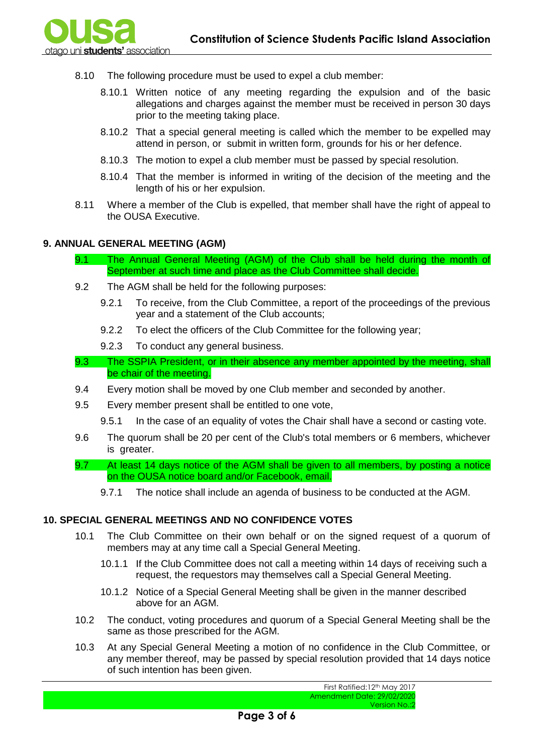8.10 The following procedure must be used to expel a club member:

8.10.1 Written notice of any meeting regarding the expulsion and of the basic allegations and charges against the member must be received in person 30 days prior to the meeting taking place.

8.10.2 That a special general meeting is called which the member to be expelled may attend in person, or submit in written form, grounds for his or her defence.

8.10.3 The motion to expel a club member must be passed by special resolution.

8.10.4 That the member is informed in writing of the decision of the meeting and the length of his or her expulsion.

8.11 Where a member of the Club is expelled, that member shall have the right of appeal to the OUSA Executive.

## 9. ANNUAL GENERAL MEETING (AGM)

9.1 The Annual General Meeting (AGM) of the Club shall be held during the month of September at such time and place as the Club Committee shall decide.

9.2 The AGM shall be held for the following purposes:

9.2.1 To receive, from the Club Committee, a report of the proceedings of the previous year and a statement of the Club accounts;

9.2.2 To elect the officers of the Club Committee for the following year;

9.2.3 To conduct any general business.

9.3 The SSPIA President, or in their absence any member appointed by the meeting, shall be chair of the meeting.

9.4 Every motion shall be moved by one Club member and seconded by another.

9.5 Every member present shall be entitled to one vote,

9.5.1 In the case of an equality of votes the Chair shall have a second or casting vote.

9.6 The quorum shall be 20 per cent of the Club's total members or 6 members, whichever is greater.

9.7 At least 14 days notice of the AGM shall be given to all members, by posting a notice on the OUSA notice board and/or Facebook, email.

9.7.1 The notice shall include an agenda of business to be conducted at the AGM.

## 10. SPECIAL GENERAL MEETINGS AND NO CONFIDENCE VOTES

10.1 The Club Committee on their own behalf or on the signed request of a quorum of members may at any time call a Special General Meeting.

10.1.1 If the Club Committee does not call a meeting within 14 days of receiving such a request, the requestors may themselves call a Special General Meeting.

10.1.2 Notice of a Special General Meeting shall be given in the manner described above for an AGM.

10.2 The conduct, voting procedures and quorum of a Special General Meeting shall be the same as those prescribed for the AGM.

10.3 At any Special General Meeting a motion of no confidence in the Club Committee, or any member thereof, may be passed by special resolution provided that 14 days notice of such intention has been given.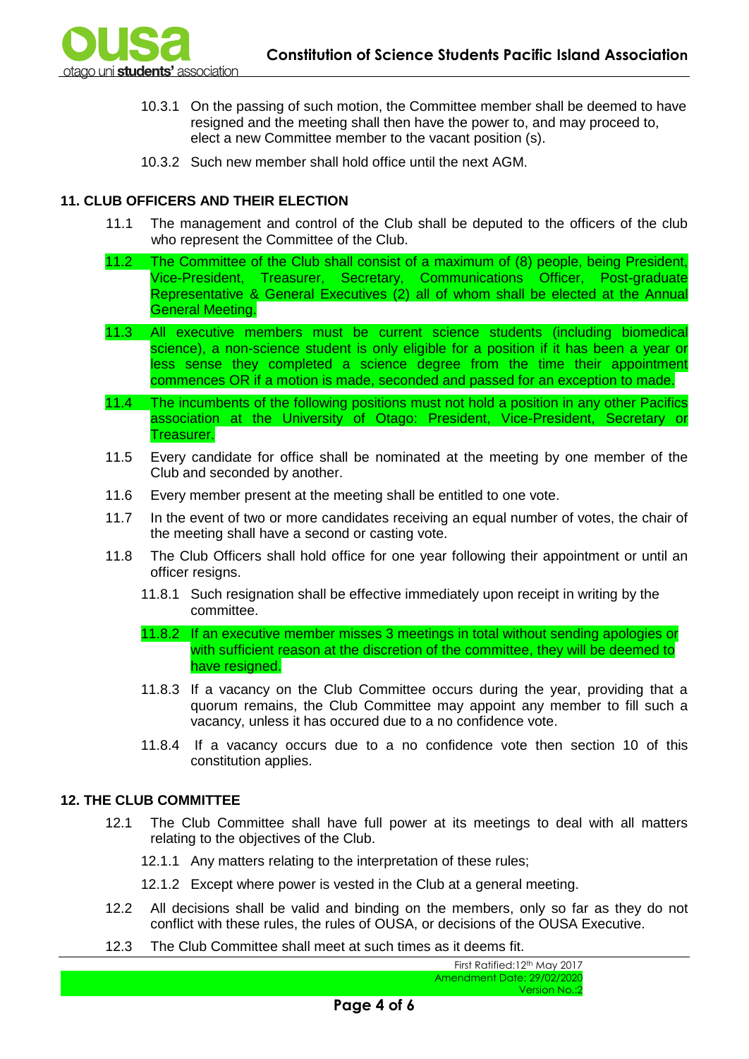10.3.1 On the passing of such motion, the Committee member shall be deemed to have resigned and the meeting shall then have the power to, and may proceed to, elect a new Committee member to the vacant position (s).

10.3.2 Such new member shall hold office until the next AGM.

## 11. CLUB OFFICERS AND THEIR ELECTION

11.1 The management and control of the Club shall be deputed to the officers of the club who represent the Committee of the Club.

11.2 The Committee of the Club shall consist of a maximum of (8) people, being President, Vice-President, Treasurer, Secretary, Communications Officer, Post-graduate Representative & General Executives (2) all of whom shall be elected at the Annual General Meeting.

11.3 All executive members must be current science students (including biomedical science), a non-science student is only eligible for a position if it has been a year or less sense they completed a science degree from the time their appointment commences OR if a motion is made, seconded and passed for an exception to made.

11.4 The incumbents of the following positions must not hold a position in any other Pacifics association at the University of Otago: President, Vice-President, Secretary or Treasurer.

11.5 Every candidate for office shall be nominated at the meeting by one member of the Club and seconded by another.

11.6 Every member present at the meeting shall be entitled to one vote.

11.7 In the event of two or more candidates receiving an equal number of votes, the chair of the meeting shall have a second or casting vote.

11.8 The Club Officers shall hold office for one year following their appointment or until an officer resigns.

11.8.1 Such resignation shall be effective immediately upon receipt in writing by the committee.

11.8.2 If an executive member misses 3 meetings in total without sending apologies or with sufficient reason at the discretion of the committee, they will be deemed to have resigned.

11.8.3 If a vacancy on the Club Committee occurs during the year, providing that a quorum remains, the Club Committee may appoint any member to fill such a vacancy, unless it has occured due to a no confidence vote.

11.8.4 If a vacancy occurs due to a no confidence vote then section 10 of this constitution applies.

## 12. THE CLUB COMMITTEE

12.1 The Club Committee shall have full power at its meetings to deal with all matters relating to the objectives of the Club.

12.1.1 Any matters relating to the interpretation of these rules;

12.1.2 Except where power is vested in the Club at a general meeting.

12.2 All decisions shall be valid and binding on the members, only so far as they do not conflict with these rules, the rules of OUSA, or decisions of the OUSA Executive.

12.3 The Club Committee shall meet at such times as it deems fit.

First Ratified:12th May 2017
Amendment Date: 29/02/2020
Version No.:2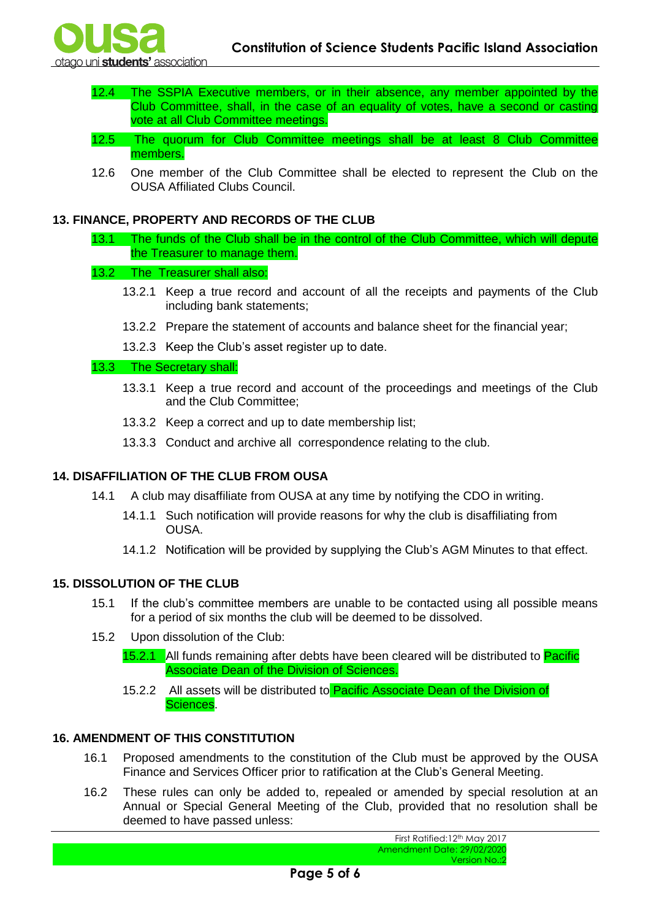12.4 The SSPIA Executive members, or in their absence, any member appointed by the Club Committee, shall, in the case of an equality of votes, have a second or casting vote at all Club Committee meetings.

12.5 The quorum for Club Committee meetings shall be at least 8 Club Committee members.

12.6 One member of the Club Committee shall be elected to represent the Club on the OUSA Affiliated Clubs Council.

### 13. FINANCE, PROPERTY AND RECORDS OF THE CLUB

13.1 The funds of the Club shall be in the control of the Club Committee, which will depute the Treasurer to manage them.

13.2 The Treasurer shall also:

- 13.2.1 Keep a true record and account of all the receipts and payments of the Club including bank statements;
- 13.2.2 Prepare the statement of accounts and balance sheet for the financial year;
- 13.2.3 Keep the Club's asset register up to date.

13.3 The Secretary shall:

- 13.3.1 Keep a true record and account of the proceedings and meetings of the Club and the Club Committee;
- 13.3.2 Keep a correct and up to date membership list;
- 13.3.3 Conduct and archive all correspondence relating to the club.

### 14. DISAFFILIATION OF THE CLUB FROM OUSA

14.1 A club may disaffiliate from OUSA at any time by notifying the CDO in writing.

- 14.1.1 Such notification will provide reasons for why the club is disaffiliating from OUSA.
- 14.1.2 Notification will be provided by supplying the Club's AGM Minutes to that effect.

### 15. DISSOLUTION OF THE CLUB

15.1 If the club's committee members are unable to be contacted using all possible means for a period of six months the club will be deemed to be dissolved.

15.2 Upon dissolution of the Club:

- 15.2.1 All funds remaining after debts have been cleared will be distributed to Pacific Associate Dean of the Division of Sciences.
- 15.2.2 All assets will be distributed to Pacific Associate Dean of the Division of Sciences.

### 16. AMENDMENT OF THIS CONSTITUTION

16.1 Proposed amendments to the constitution of the Club must be approved by the OUSA Finance and Services Officer prior to ratification at the Club's General Meeting.

16.2 These rules can only be added to, repealed or amended by special resolution at an Annual or Special General Meeting of the Club, provided that no resolution shall be deemed to have passed unless: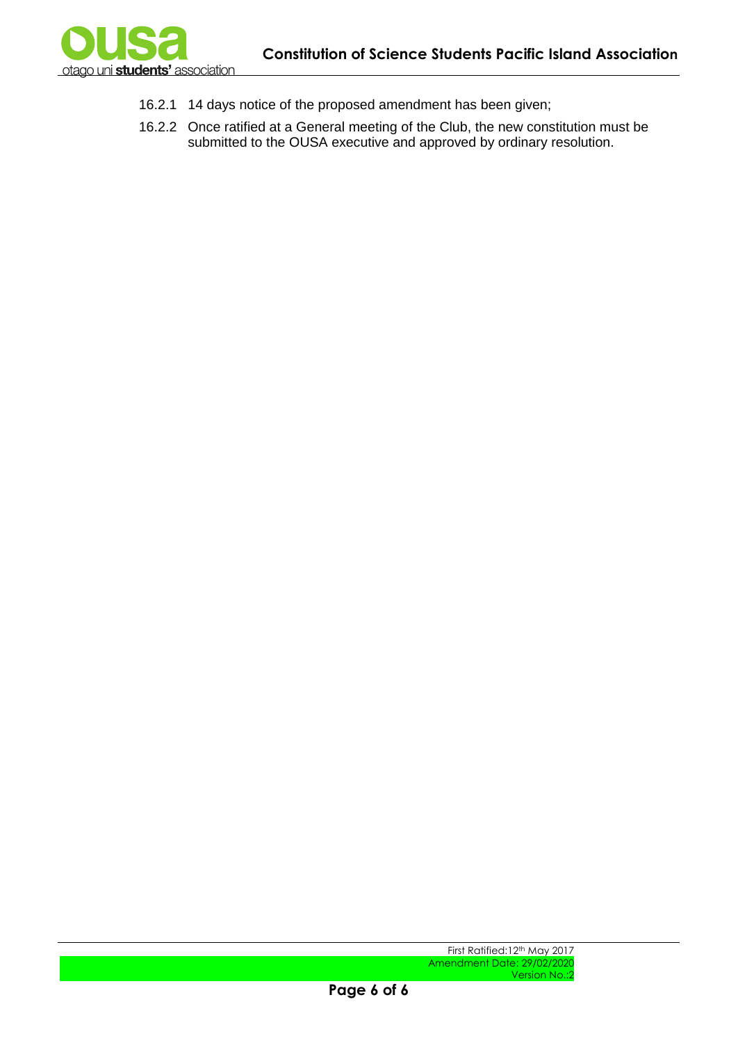16.2.1 14 days notice of the proposed amendment has been given;

16.2.2 Once ratified at a General meeting of the Club, the new constitution must be submitted to the OUSA executive and approved by ordinary resolution.